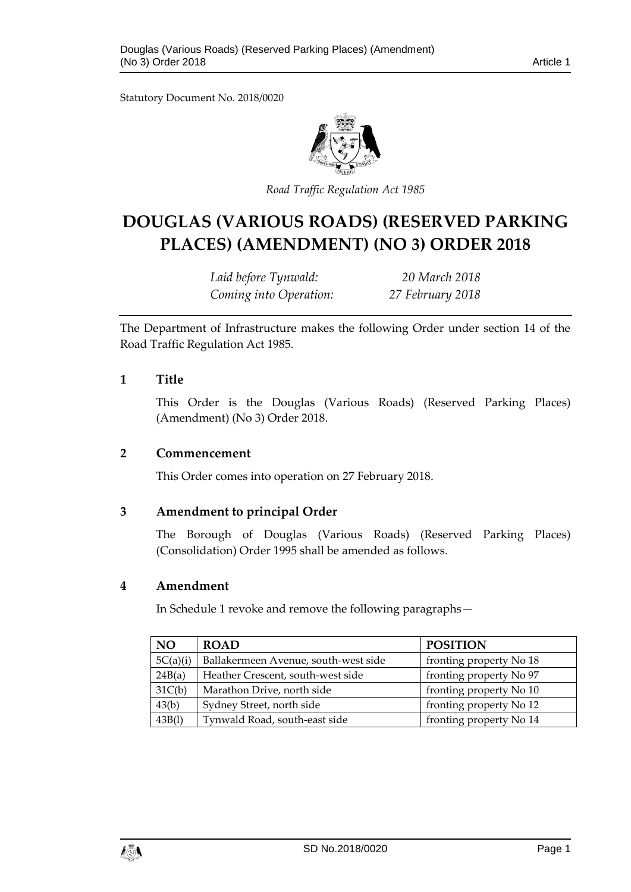Statutory Document No. 2018/0020

*Road Traffic Regulation Act 1985*

# DOUGLAS (VARIOUS ROADS) (RESERVED PARKING PLACES) (AMENDMENT) (NO 3) ORDER 2018

*Laid before Tynwald:* *20 March 2018*
*Coming into Operation:* *27 February 2018*

The Department of Infrastructure makes the following Order under section 14 of the Road Traffic Regulation Act 1985.

## 1 Title

This Order is the Douglas (Various Roads) (Reserved Parking Places) (Amendment) (No 3) Order 2018.

## 2 Commencement

This Order comes into operation on 27 February 2018.

## 3 Amendment to principal Order

The Borough of Douglas (Various Roads) (Reserved Parking Places) (Consolidation) Order 1995 shall be amended as follows.

## 4 Amendment

In Schedule 1 revoke and remove the following paragraphs—

| NO | ROAD | POSITION |
|---|---|---|
| 5C(a)(i) | Ballakermeen Avenue, south-west side | fronting property No 18 |
| 24B(a) | Heather Crescent, south-west side | fronting property No 97 |
| 31C(b) | Marathon Drive, north side | fronting property No 10 |
| 43(b) | Sydney Street, north side | fronting property No 12 |
| 43B(l) | Tynwald Road, south-east side | fronting property No 14 |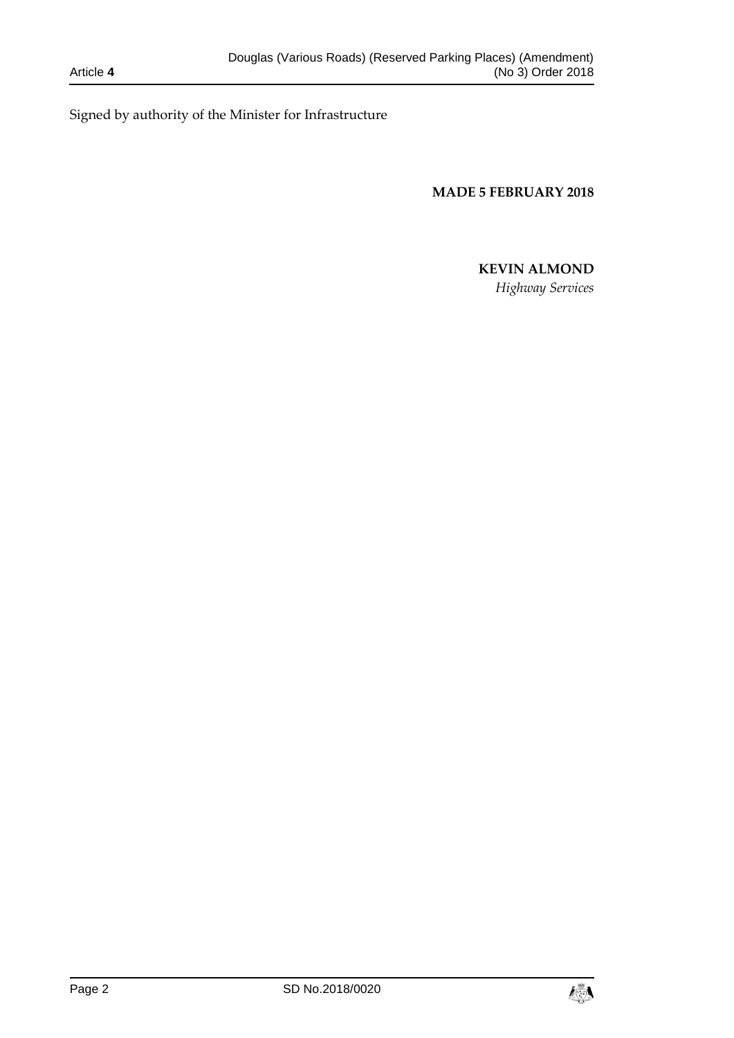Signed by authority of the Minister for Infrastructure

**MADE 5 FEBRUARY 2018**

**KEVIN ALMOND**
*Highway Services*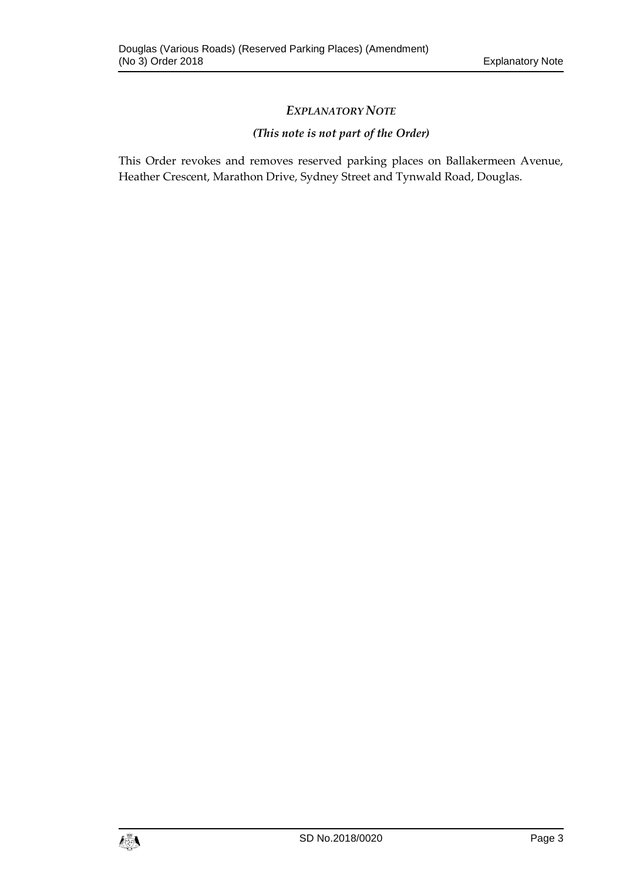## *EXPLANATORY NOTE*

***(This note is not part of the Order)***

This Order revokes and removes reserved parking places on Ballakermeen Avenue, Heather Crescent, Marathon Drive, Sydney Street and Tynwald Road, Douglas.